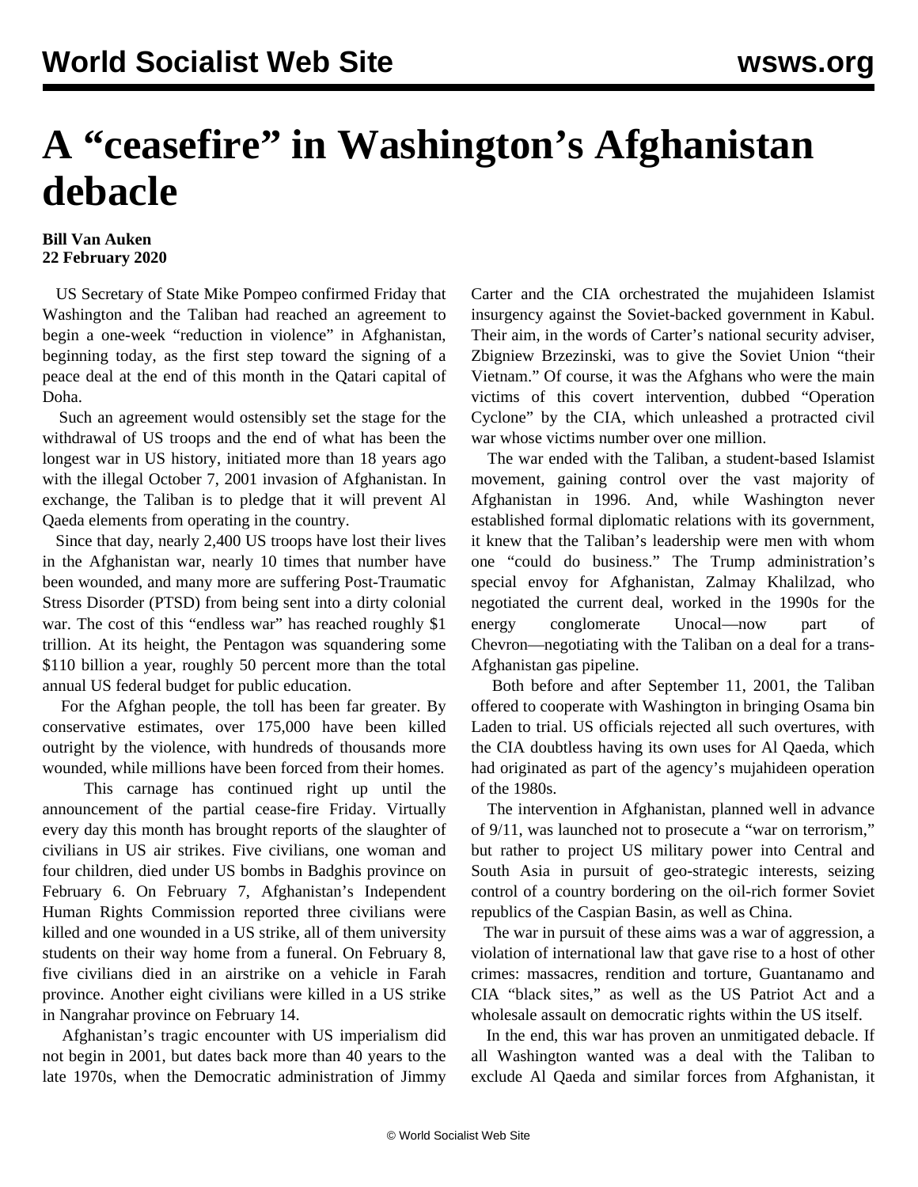# A "ceasefire" in Washington's Afghanistan debacle

**Bill Van Auken**
**22 February 2020**

US Secretary of State Mike Pompeo confirmed Friday that Washington and the Taliban had reached an agreement to begin a one-week "reduction in violence" in Afghanistan, beginning today, as the first step toward the signing of a peace deal at the end of this month in the Qatari capital of Doha.

Such an agreement would ostensibly set the stage for the withdrawal of US troops and the end of what has been the longest war in US history, initiated more than 18 years ago with the illegal October 7, 2001 invasion of Afghanistan. In exchange, the Taliban is to pledge that it will prevent Al Qaeda elements from operating in the country.

Since that day, nearly 2,400 US troops have lost their lives in the Afghanistan war, nearly 10 times that number have been wounded, and many more are suffering Post-Traumatic Stress Disorder (PTSD) from being sent into a dirty colonial war. The cost of this "endless war" has reached roughly $1 trillion. At its height, the Pentagon was squandering some $110 billion a year, roughly 50 percent more than the total annual US federal budget for public education.

For the Afghan people, the toll has been far greater. By conservative estimates, over 175,000 have been killed outright by the violence, with hundreds of thousands more wounded, while millions have been forced from their homes.

This carnage has continued right up until the announcement of the partial cease-fire Friday. Virtually every day this month has brought reports of the slaughter of civilians in US air strikes. Five civilians, one woman and four children, died under US bombs in Badghis province on February 6. On February 7, Afghanistan's Independent Human Rights Commission reported three civilians were killed and one wounded in a US strike, all of them university students on their way home from a funeral. On February 8, five civilians died in an airstrike on a vehicle in Farah province. Another eight civilians were killed in a US strike in Nangrahar province on February 14.

Afghanistan's tragic encounter with US imperialism did not begin in 2001, but dates back more than 40 years to the late 1970s, when the Democratic administration of Jimmy Carter and the CIA orchestrated the mujahideen Islamist insurgency against the Soviet-backed government in Kabul. Their aim, in the words of Carter's national security adviser, Zbigniew Brzezinski, was to give the Soviet Union "their Vietnam." Of course, it was the Afghans who were the main victims of this covert intervention, dubbed "Operation Cyclone" by the CIA, which unleashed a protracted civil war whose victims number over one million.

The war ended with the Taliban, a student-based Islamist movement, gaining control over the vast majority of Afghanistan in 1996. And, while Washington never established formal diplomatic relations with its government, it knew that the Taliban's leadership were men with whom one "could do business." The Trump administration's special envoy for Afghanistan, Zalmay Khalilzad, who negotiated the current deal, worked in the 1990s for the energy conglomerate Unocal—now part of Chevron—negotiating with the Taliban on a deal for a trans-Afghanistan gas pipeline.

Both before and after September 11, 2001, the Taliban offered to cooperate with Washington in bringing Osama bin Laden to trial. US officials rejected all such overtures, with the CIA doubtless having its own uses for Al Qaeda, which had originated as part of the agency's mujahideen operation of the 1980s.

The intervention in Afghanistan, planned well in advance of 9/11, was launched not to prosecute a "war on terrorism," but rather to project US military power into Central and South Asia in pursuit of geo-strategic interests, seizing control of a country bordering on the oil-rich former Soviet republics of the Caspian Basin, as well as China.

The war in pursuit of these aims was a war of aggression, a violation of international law that gave rise to a host of other crimes: massacres, rendition and torture, Guantanamo and CIA "black sites," as well as the US Patriot Act and a wholesale assault on democratic rights within the US itself.

In the end, this war has proven an unmitigated debacle. If all Washington wanted was a deal with the Taliban to exclude Al Qaeda and similar forces from Afghanistan, it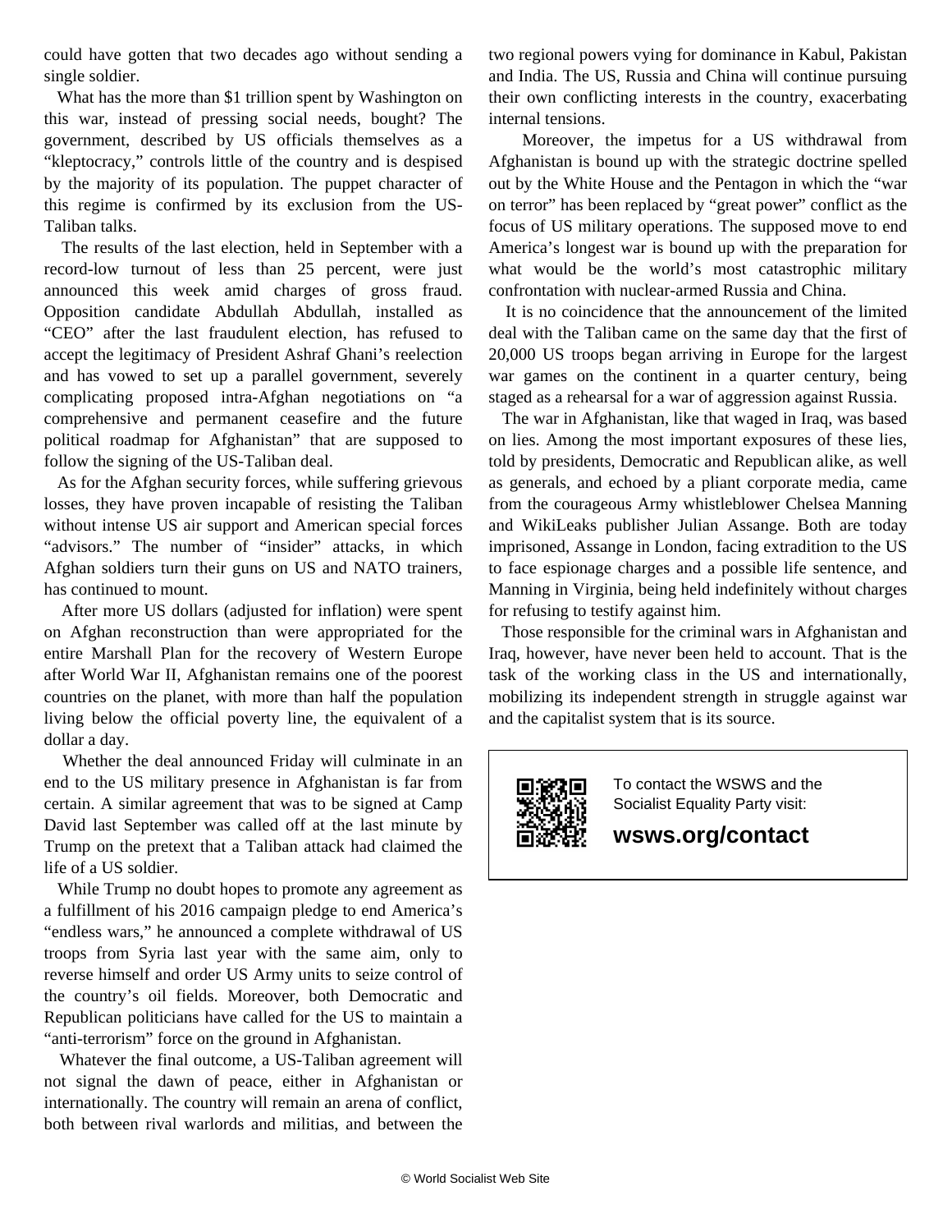could have gotten that two decades ago without sending a single soldier.

What has the more than $1 trillion spent by Washington on this war, instead of pressing social needs, bought? The government, described by US officials themselves as a "kleptocracy," controls little of the country and is despised by the majority of its population. The puppet character of this regime is confirmed by its exclusion from the US-Taliban talks.

The results of the last election, held in September with a record-low turnout of less than 25 percent, were just announced this week amid charges of gross fraud. Opposition candidate Abdullah Abdullah, installed as "CEO" after the last fraudulent election, has refused to accept the legitimacy of President Ashraf Ghani's reelection and has vowed to set up a parallel government, severely complicating proposed intra-Afghan negotiations on "a comprehensive and permanent ceasefire and the future political roadmap for Afghanistan" that are supposed to follow the signing of the US-Taliban deal.

As for the Afghan security forces, while suffering grievous losses, they have proven incapable of resisting the Taliban without intense US air support and American special forces "advisors." The number of "insider" attacks, in which Afghan soldiers turn their guns on US and NATO trainers, has continued to mount.

After more US dollars (adjusted for inflation) were spent on Afghan reconstruction than were appropriated for the entire Marshall Plan for the recovery of Western Europe after World War II, Afghanistan remains one of the poorest countries on the planet, with more than half the population living below the official poverty line, the equivalent of a dollar a day.

Whether the deal announced Friday will culminate in an end to the US military presence in Afghanistan is far from certain. A similar agreement that was to be signed at Camp David last September was called off at the last minute by Trump on the pretext that a Taliban attack had claimed the life of a US soldier.

While Trump no doubt hopes to promote any agreement as a fulfillment of his 2016 campaign pledge to end America's "endless wars," he announced a complete withdrawal of US troops from Syria last year with the same aim, only to reverse himself and order US Army units to seize control of the country's oil fields. Moreover, both Democratic and Republican politicians have called for the US to maintain a "anti-terrorism" force on the ground in Afghanistan.

Whatever the final outcome, a US-Taliban agreement will not signal the dawn of peace, either in Afghanistan or internationally. The country will remain an arena of conflict, both between rival warlords and militias, and between the two regional powers vying for dominance in Kabul, Pakistan and India. The US, Russia and China will continue pursuing their own conflicting interests in the country, exacerbating internal tensions.

Moreover, the impetus for a US withdrawal from Afghanistan is bound up with the strategic doctrine spelled out by the White House and the Pentagon in which the "war on terror" has been replaced by "great power" conflict as the focus of US military operations. The supposed move to end America's longest war is bound up with the preparation for what would be the world's most catastrophic military confrontation with nuclear-armed Russia and China.

It is no coincidence that the announcement of the limited deal with the Taliban came on the same day that the first of 20,000 US troops began arriving in Europe for the largest war games on the continent in a quarter century, being staged as a rehearsal for a war of aggression against Russia.

The war in Afghanistan, like that waged in Iraq, was based on lies. Among the most important exposures of these lies, told by presidents, Democratic and Republican alike, as well as generals, and echoed by a pliant corporate media, came from the courageous Army whistleblower Chelsea Manning and WikiLeaks publisher Julian Assange. Both are today imprisoned, Assange in London, facing extradition to the US to face espionage charges and a possible life sentence, and Manning in Virginia, being held indefinitely without charges for refusing to testify against him.

Those responsible for the criminal wars in Afghanistan and Iraq, however, have never been held to account. That is the task of the working class in the US and internationally, mobilizing its independent strength in struggle against war and the capitalist system that is its source.

To contact the WSWS and the Socialist Equality Party visit:

**wsws.org/contact**